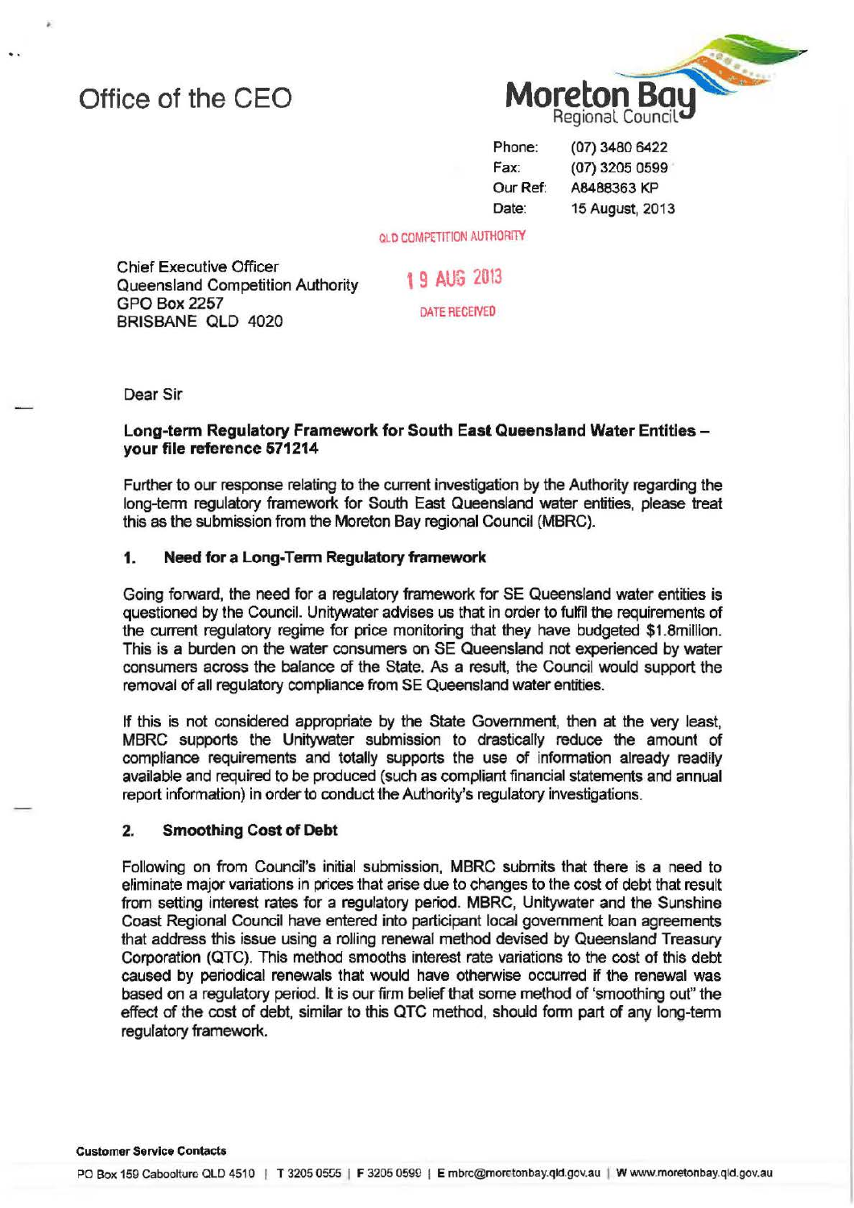Office of the CEO

Moreton Bay Regional Council

Phone: (07) 3480 6422
Fax: (07) 3205 0599
Our Ref: A8488363 KP
Date: 15 August, 2013

QLD COMPETITION AUTHORITY

19 AUG 2013

DATE RECEIVED

Chief Executive Officer
Queensland Competition Authority
GPO Box 2257
BRISBANE QLD 4020

Dear Sir

**Long-term Regulatory Framework for South East Queensland Water Entities – your file reference 571214**

Further to our response relating to the current investigation by the Authority regarding the long-term regulatory framework for South East Queensland water entities, please treat this as the submission from the Moreton Bay regional Council (MBRC).

**1. Need for a Long-Term Regulatory framework**

Going forward, the need for a regulatory framework for SE Queensland water entities is questioned by the Council. Unitywater advises us that in order to fulfil the requirements of the current regulatory regime for price monitoring that they have budgeted $1.8million. This is a burden on the water consumers on SE Queensland not experienced by water consumers across the balance of the State. As a result, the Council would support the removal of all regulatory compliance from SE Queensland water entities.

If this is not considered appropriate by the State Government, then at the very least, MBRC supports the Unitywater submission to drastically reduce the amount of compliance requirements and totally supports the use of information already readily available and required to be produced (such as compliant financial statements and annual report information) in order to conduct the Authority's regulatory investigations.

**2. Smoothing Cost of Debt**

Following on from Council's initial submission, MBRC submits that there is a need to eliminate major variations in prices that arise due to changes to the cost of debt that result from setting interest rates for a regulatory period. MBRC, Unitywater and the Sunshine Coast Regional Council have entered into participant local government loan agreements that address this issue using a rolling renewal method devised by Queensland Treasury Corporation (QTC). This method smooths interest rate variations to the cost of this debt caused by periodical renewals that would have otherwise occurred if the renewal was based on a regulatory period. It is our firm belief that some method of 'smoothing out" the effect of the cost of debt, similar to this QTC method, should form part of any long-term regulatory framework.

**Customer Service Contacts**

PO Box 159 Caboolture QLD 4510 | T 3205 0555 | F 3205 0599 | E mbrc@moretonbay.qld.gov.au | W www.moretonbay.qld.gov.au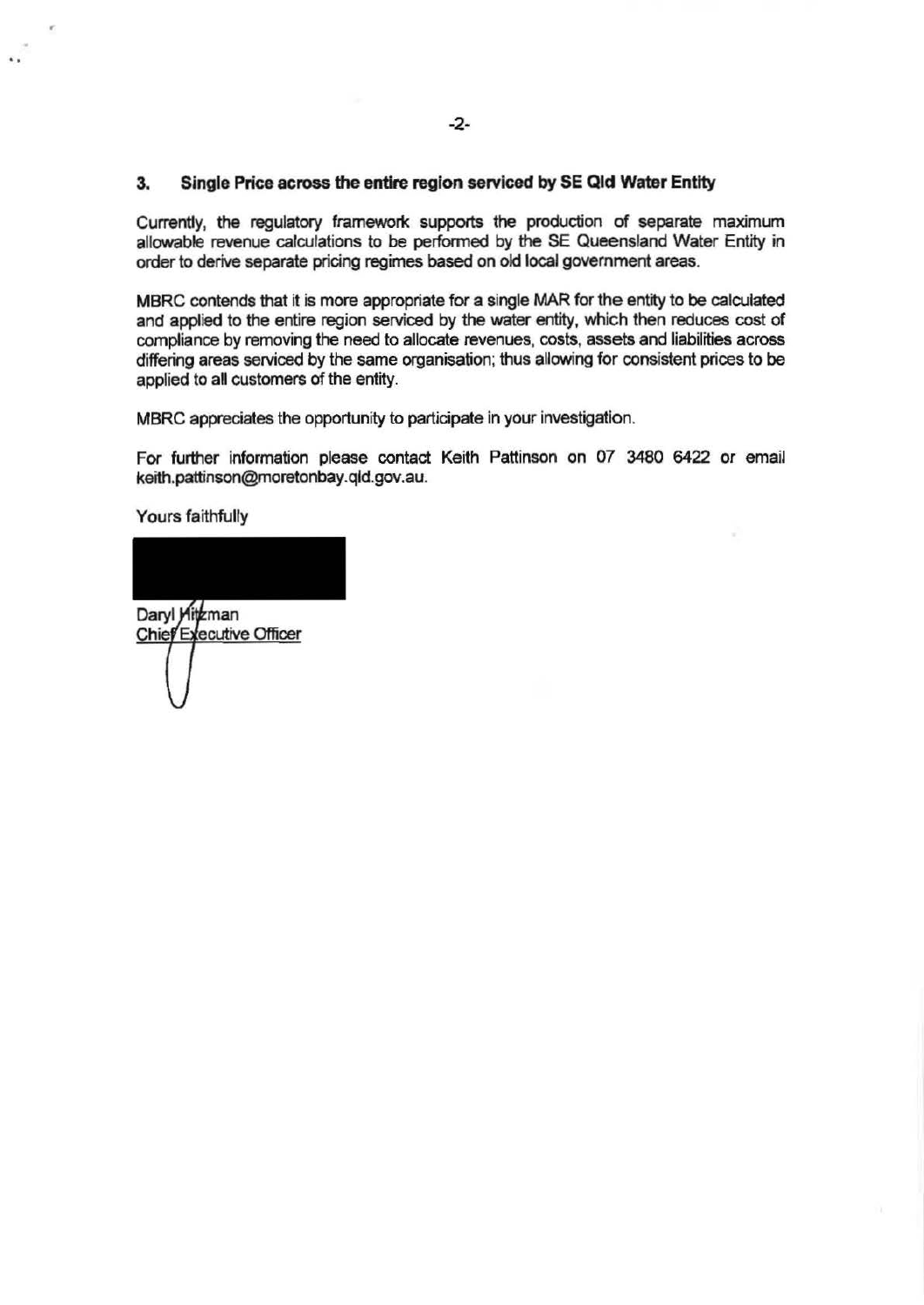### 3. Single Price across the entire region serviced by SE Qld Water Entity

Currently, the regulatory framework supports the production of separate maximum allowable revenue calculations to be performed by the SE Queensland Water Entity in order to derive separate pricing regimes based on old local government areas.

MBRC contends that it is more appropriate for a single MAR for the entity to be calculated and applied to the entire region serviced by the water entity, which then reduces cost of compliance by removing the need to allocate revenues, costs, assets and liabilities across differing areas serviced by the same organisation; thus allowing for consistent prices to be applied to all customers of the entity.

MBRC appreciates the opportunity to participate in your investigation.

For further information please contact Keith Pattinson on 07 3480 6422 or email keith.pattinson@moretonbay.qld.gov.au.

Yours faithfully

Daryl Hitzman
Chief Executive Officer